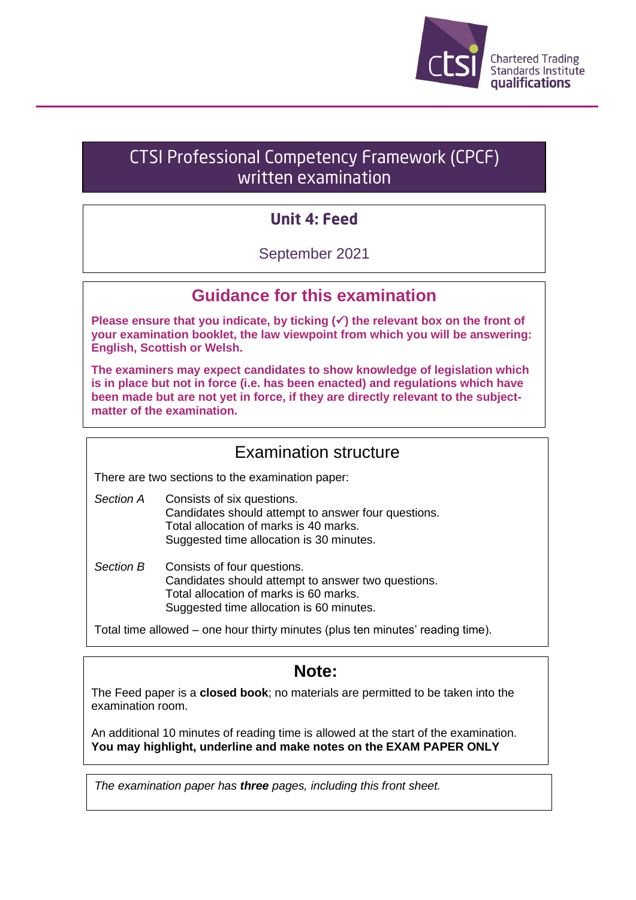Chartered Trading Standards Institute qualifications

# CTSI Professional Competency Framework (CPCF) written examination

## Unit 4: Feed

September 2021

## Guidance for this examination

**Please ensure that you indicate, by ticking (✓) the relevant box on the front of your examination booklet, the law viewpoint from which you will be answering: English, Scottish or Welsh.**

**The examiners may expect candidates to show knowledge of legislation which is in place but not in force (i.e. has been enacted) and regulations which have been made but are not yet in force, if they are directly relevant to the subject-matter of the examination.**

## Examination structure

There are two sections to the examination paper:

*Section A* — Consists of six questions.
Candidates should attempt to answer four questions.
Total allocation of marks is 40 marks.
Suggested time allocation is 30 minutes.

*Section B* — Consists of four questions.
Candidates should attempt to answer two questions.
Total allocation of marks is 60 marks.
Suggested time allocation is 60 minutes.

Total time allowed – one hour thirty minutes (plus ten minutes' reading time).

## Note:

The Feed paper is a **closed book**; no materials are permitted to be taken into the examination room.

An additional 10 minutes of reading time is allowed at the start of the examination.
**You may highlight, underline and make notes on the EXAM PAPER ONLY**

*The examination paper has **three** pages, including this front sheet.*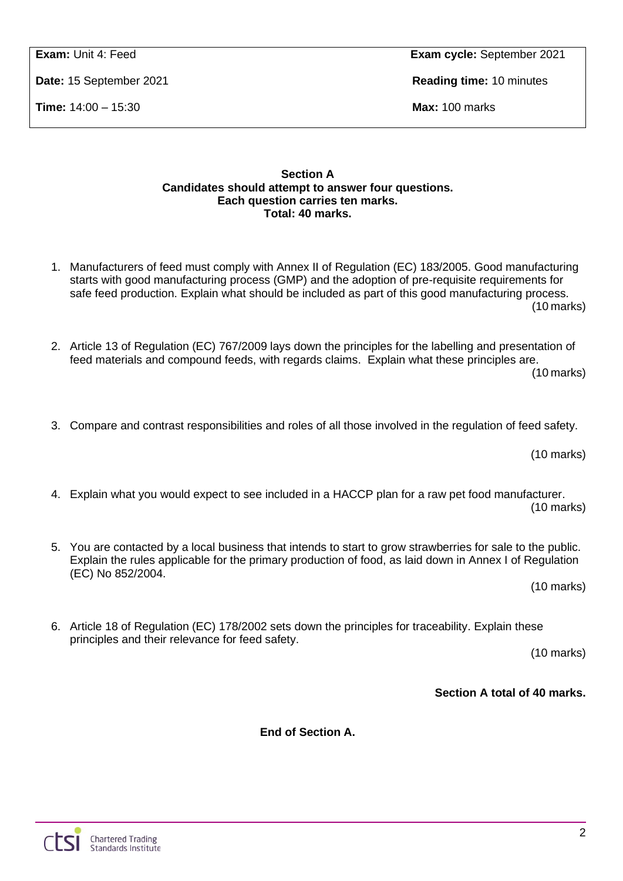| **Exam:** Unit 4: Feed | **Exam cycle:** September 2021 |
| --- | --- |
| **Date:** 15 September 2021 | **Reading time:** 10 minutes |
| **Time:** 14:00 – 15:30 | **Max:** 100 marks |

**Section A**
**Candidates should attempt to answer four questions.**
**Each question carries ten marks.**
**Total: 40 marks.**

1. Manufacturers of feed must comply with Annex II of Regulation (EC) 183/2005. Good manufacturing starts with good manufacturing process (GMP) and the adoption of pre-requisite requirements for safe feed production. Explain what should be included as part of this good manufacturing process.
(10 marks)

2. Article 13 of Regulation (EC) 767/2009 lays down the principles for the labelling and presentation of feed materials and compound feeds, with regards claims. Explain what these principles are.
(10 marks)

3. Compare and contrast responsibilities and roles of all those involved in the regulation of feed safety.
(10 marks)

4. Explain what you would expect to see included in a HACCP plan for a raw pet food manufacturer.
(10 marks)

5. You are contacted by a local business that intends to start to grow strawberries for sale to the public. Explain the rules applicable for the primary production of food, as laid down in Annex I of Regulation (EC) No 852/2004.
(10 marks)

6. Article 18 of Regulation (EC) 178/2002 sets down the principles for traceability. Explain these principles and their relevance for feed safety.
(10 marks)

**Section A total of 40 marks.**

**End of Section A.**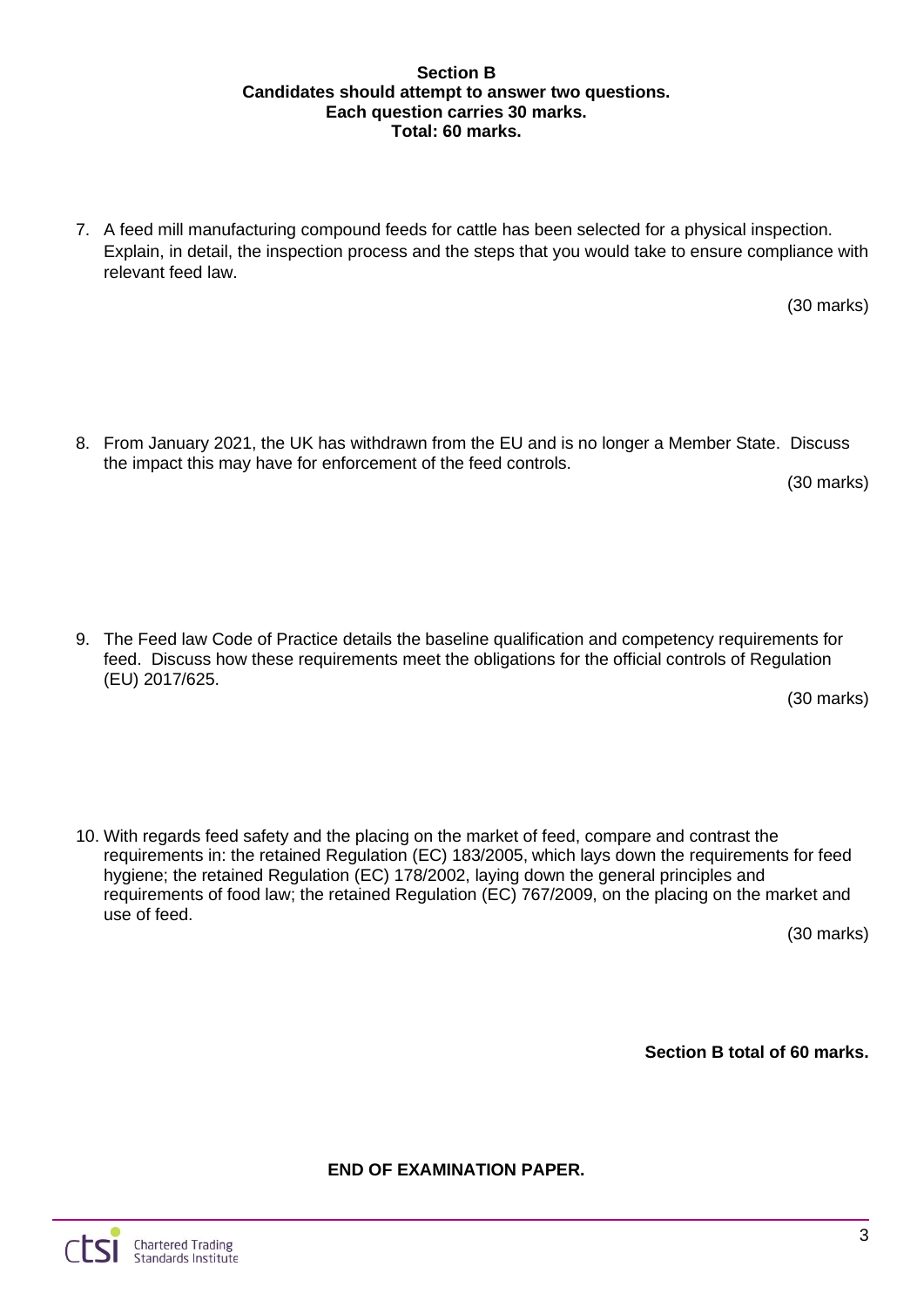**Section B**
**Candidates should attempt to answer two questions.**
**Each question carries 30 marks.**
**Total: 60 marks.**

7. A feed mill manufacturing compound feeds for cattle has been selected for a physical inspection. Explain, in detail, the inspection process and the steps that you would take to ensure compliance with relevant feed law.

(30 marks)

8. From January 2021, the UK has withdrawn from the EU and is no longer a Member State. Discuss the impact this may have for enforcement of the feed controls.

(30 marks)

9. The Feed law Code of Practice details the baseline qualification and competency requirements for feed. Discuss how these requirements meet the obligations for the official controls of Regulation (EU) 2017/625.

(30 marks)

10. With regards feed safety and the placing on the market of feed, compare and contrast the requirements in: the retained Regulation (EC) 183/2005, which lays down the requirements for feed hygiene; the retained Regulation (EC) 178/2002, laying down the general principles and requirements of food law; the retained Regulation (EC) 767/2009, on the placing on the market and use of feed.

(30 marks)

**Section B total of 60 marks.**

**END OF EXAMINATION PAPER.**